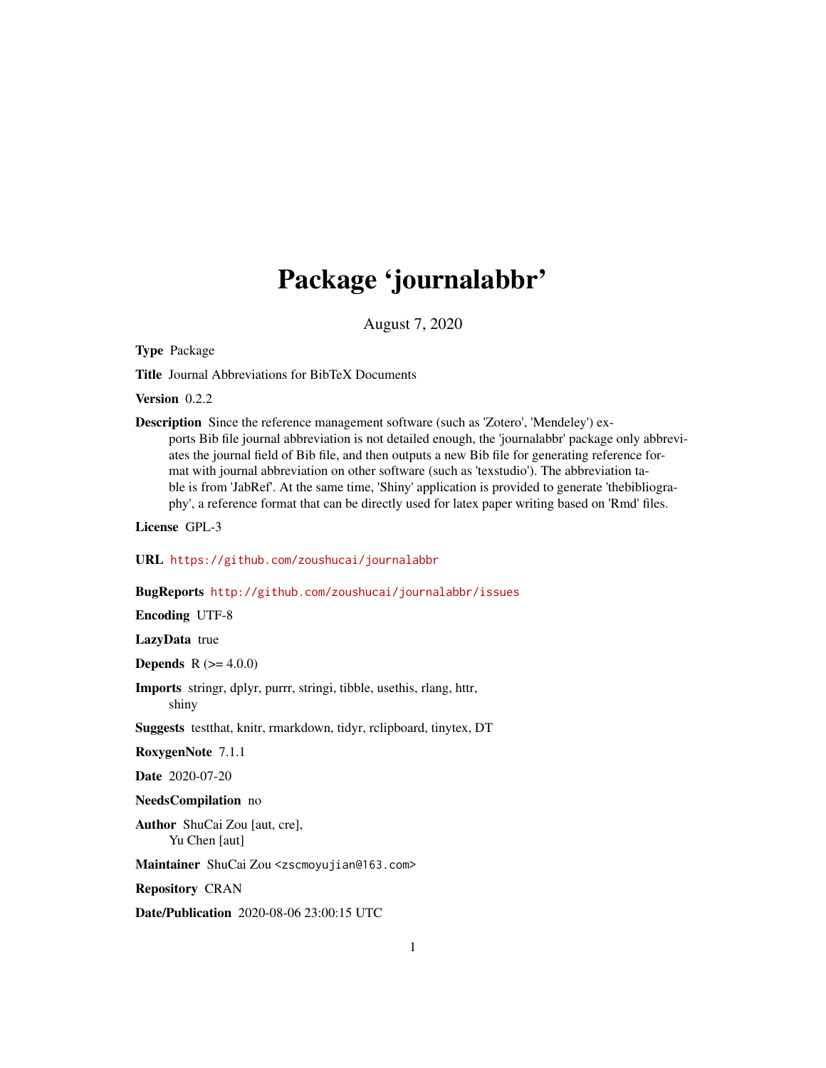# Package 'journalabbr'

August 7, 2020

**Type** Package

**Title** Journal Abbreviations for BibTeX Documents

**Version** 0.2.2

**Description** Since the reference management software (such as 'Zotero', 'Mendeley') exports Bib file journal abbreviation is not detailed enough, the 'journalabbr' package only abbreviates the journal field of Bib file, and then outputs a new Bib file for generating reference format with journal abbreviation on other software (such as 'texstudio'). The abbreviation table is from 'JabRef'. At the same time, 'Shiny' application is provided to generate 'thebibliography', a reference format that can be directly used for latex paper writing based on 'Rmd' files.

**License** GPL-3

**URL** https://github.com/zoushucai/journalabbr

**BugReports** http://github.com/zoushucai/journalabbr/issues

**Encoding** UTF-8

**LazyData** true

**Depends** R (>= 4.0.0)

**Imports** stringr, dplyr, purrr, stringi, tibble, usethis, rlang, httr, shiny

**Suggests** testthat, knitr, rmarkdown, tidyr, rclipboard, tinytex, DT

**RoxygenNote** 7.1.1

**Date** 2020-07-20

**NeedsCompilation** no

**Author** ShuCai Zou [aut, cre], Yu Chen [aut]

**Maintainer** ShuCai Zou <zscmoyujian@163.com>

**Repository** CRAN

**Date/Publication** 2020-08-06 23:00:15 UTC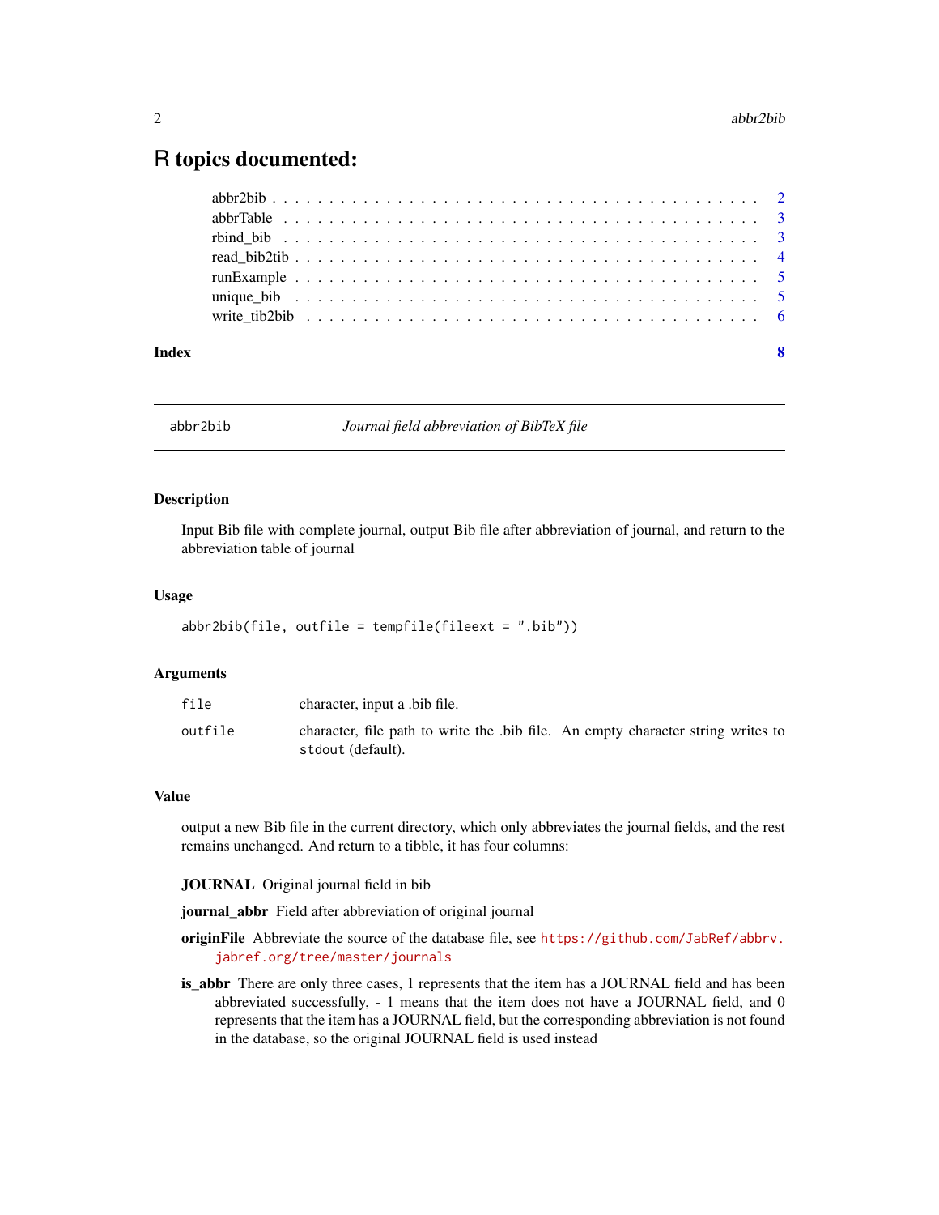# R topics documented:

abbr2bib . . . . . . . . . . . . . . . . . . . . . . . . . . . . . . . . . . . . . . . . . . 2
abbrTable . . . . . . . . . . . . . . . . . . . . . . . . . . . . . . . . . . . . . . . . . 3
rbind_bib . . . . . . . . . . . . . . . . . . . . . . . . . . . . . . . . . . . . . . . . . 3
read_bib2tib . . . . . . . . . . . . . . . . . . . . . . . . . . . . . . . . . . . . . . . 4
runExample . . . . . . . . . . . . . . . . . . . . . . . . . . . . . . . . . . . . . . . . 5
unique_bib . . . . . . . . . . . . . . . . . . . . . . . . . . . . . . . . . . . . . . . . 5
write_tib2bib . . . . . . . . . . . . . . . . . . . . . . . . . . . . . . . . . . . . . . 6

**Index** 8

---

## abbr2bib — *Journal field abbreviation of BibTeX file*

### Description

Input Bib file with complete journal, output Bib file after abbreviation of journal, and return to the abbreviation table of journal

### Usage

```
abbr2bib(file, outfile = tempfile(fileext = ".bib"))
```

### Arguments

| | |
|---|---|
| `file` | character, input a .bib file. |
| `outfile` | character, file path to write the .bib file. An empty character string writes to `stdout` (default). |

### Value

output a new Bib file in the current directory, which only abbreviates the journal fields, and the rest remains unchanged. And return to a tibble, it has four columns:

**JOURNAL** Original journal field in bib

**journal_abbr** Field after abbreviation of original journal

**originFile** Abbreviate the source of the database file, see https://github.com/JabRef/abbrv.jabref.org/tree/master/journals

**is_abbr** There are only three cases, 1 represents that the item has a JOURNAL field and has been abbreviated successfully, - 1 means that the item does not have a JOURNAL field, and 0 represents that the item has a JOURNAL field, but the corresponding abbreviation is not found in the database, so the original JOURNAL field is used instead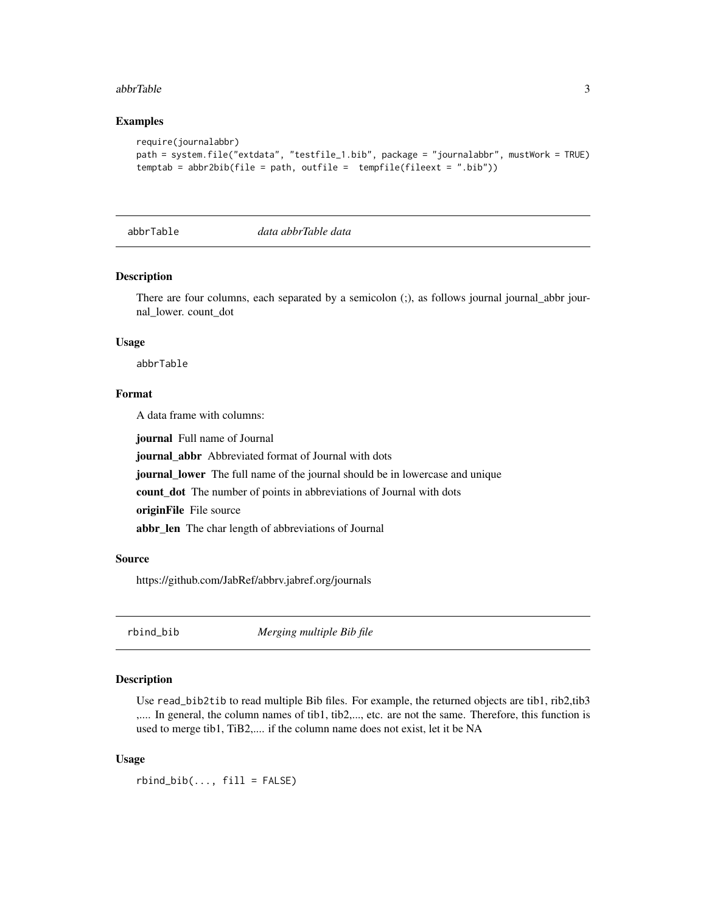### Examples

```
require(journalabbr)
path = system.file("extdata", "testfile_1.bib", package = "journalabbr", mustWork = TRUE)
temptab = abbr2bib(file = path, outfile =  tempfile(fileext = ".bib"))
```

## abbrTable    *data abbrTable data*

### Description

There are four columns, each separated by a semicolon (;), as follows journal journal_abbr journal_lower. count_dot

### Usage

```
abbrTable
```

### Format

A data frame with columns:

**journal** Full name of Journal

**journal_abbr** Abbreviated format of Journal with dots

**journal_lower** The full name of the journal should be in lowercase and unique

**count_dot** The number of points in abbreviations of Journal with dots

**originFile** File source

**abbr_len** The char length of abbreviations of Journal

### Source

https://github.com/JabRef/abbrv.jabref.org/journals

## rbind_bib    *Merging multiple Bib file*

### Description

Use `read_bib2tib` to read multiple Bib files. For example, the returned objects are tib1, rib2,tib3 ,.... In general, the column names of tib1, tib2,..., etc. are not the same. Therefore, this function is used to merge tib1, TiB2,.... if the column name does not exist, let it be NA

### Usage

```
rbind_bib(..., fill = FALSE)
```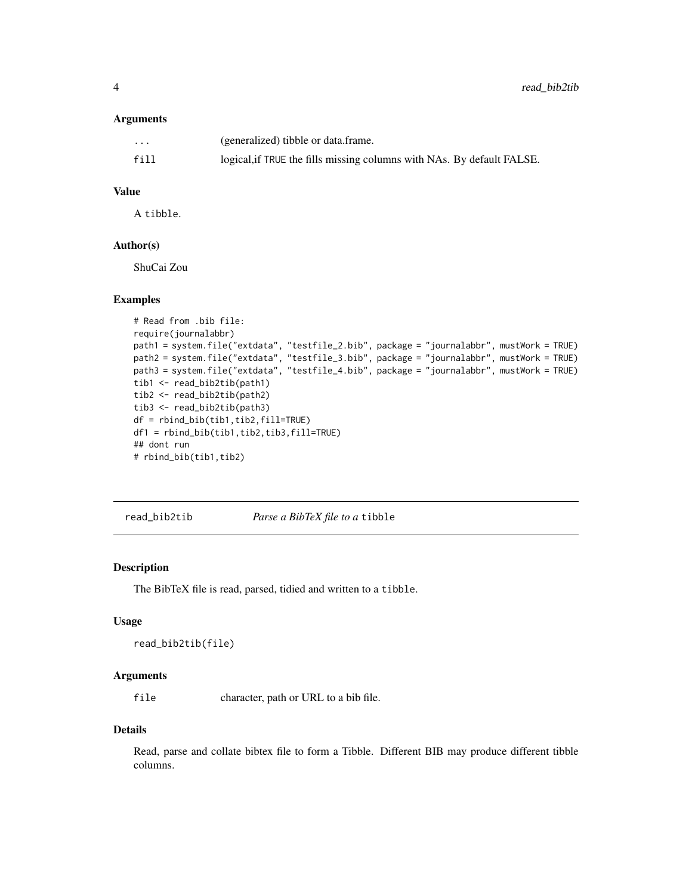### Arguments

| | |
|---|---|
| ... | (generalized) tibble or data.frame. |
| fill | logical,if TRUE the fills missing columns with NAs. By default FALSE. |

### Value

A tibble.

### Author(s)

ShuCai Zou

### Examples

```
# Read from .bib file:
require(journalabbr)
path1 = system.file("extdata", "testfile_2.bib", package = "journalabbr", mustWork = TRUE)
path2 = system.file("extdata", "testfile_3.bib", package = "journalabbr", mustWork = TRUE)
path3 = system.file("extdata", "testfile_4.bib", package = "journalabbr", mustWork = TRUE)
tib1 <- read_bib2tib(path1)
tib2 <- read_bib2tib(path2)
tib3 <- read_bib2tib(path3)
df = rbind_bib(tib1,tib2,fill=TRUE)
df1 = rbind_bib(tib1,tib2,tib3,fill=TRUE)
## dont run
# rbind_bib(tib1,tib2)
```

---

## read_bib2tib — *Parse a BibTeX file to a* tibble

### Description

The BibTeX file is read, parsed, tidied and written to a tibble.

### Usage

```
read_bib2tib(file)
```

### Arguments

| | |
|---|---|
| file | character, path or URL to a bib file. |

### Details

Read, parse and collate bibtex file to form a Tibble. Different BIB may produce different tibble columns.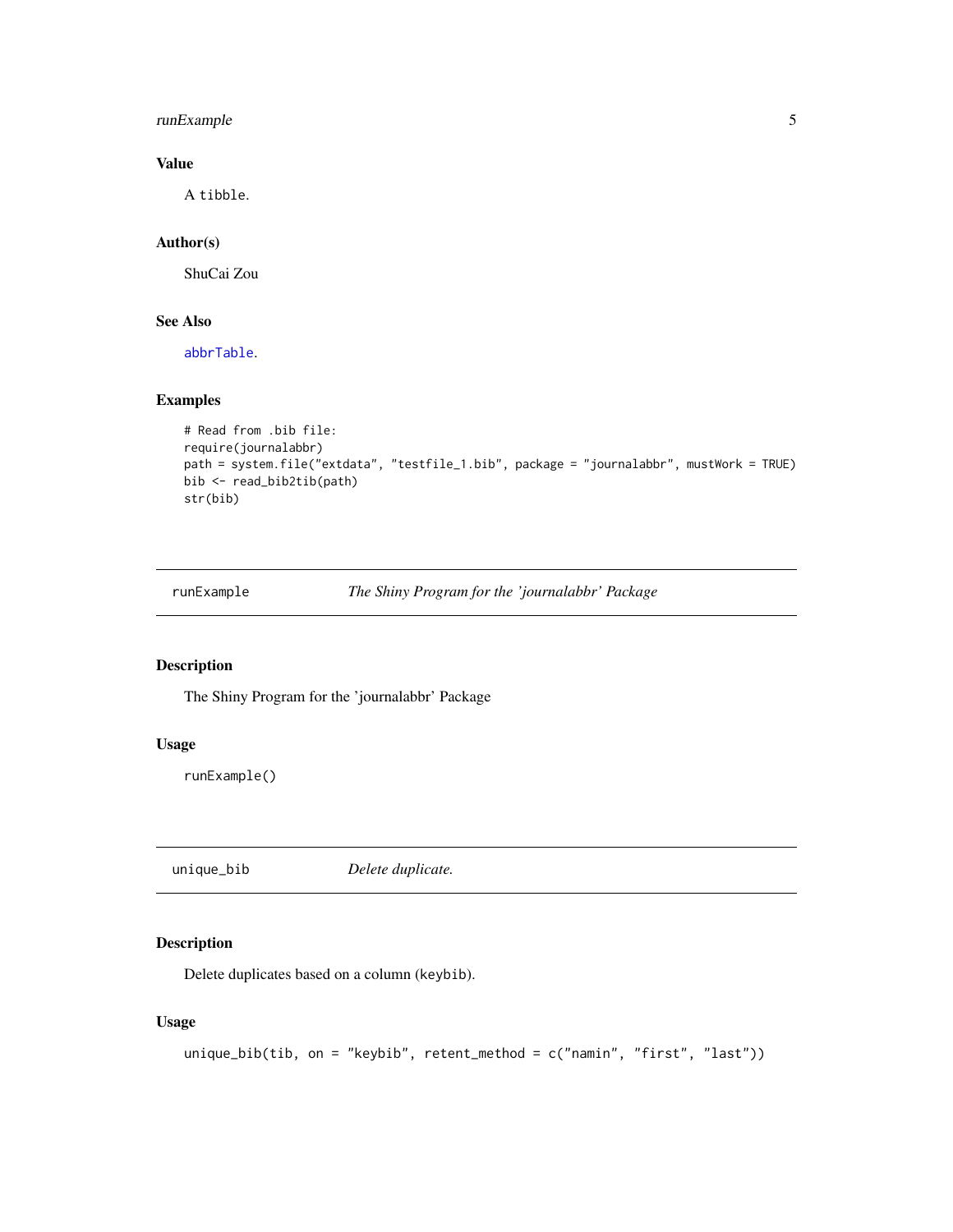### Value

A tibble.

### Author(s)

ShuCai Zou

### See Also

abbrTable.

### Examples

```
# Read from .bib file:
require(journalabbr)
path = system.file("extdata", "testfile_1.bib", package = "journalabbr", mustWork = TRUE)
bib <- read_bib2tib(path)
str(bib)
```

## runExample — *The Shiny Program for the 'journalabbr' Package*

### Description

The Shiny Program for the 'journalabbr' Package

### Usage

```
runExample()
```

## unique_bib — *Delete duplicate.*

### Description

Delete duplicates based on a column (keybib).

### Usage

```
unique_bib(tib, on = "keybib", retent_method = c("namin", "first", "last"))
```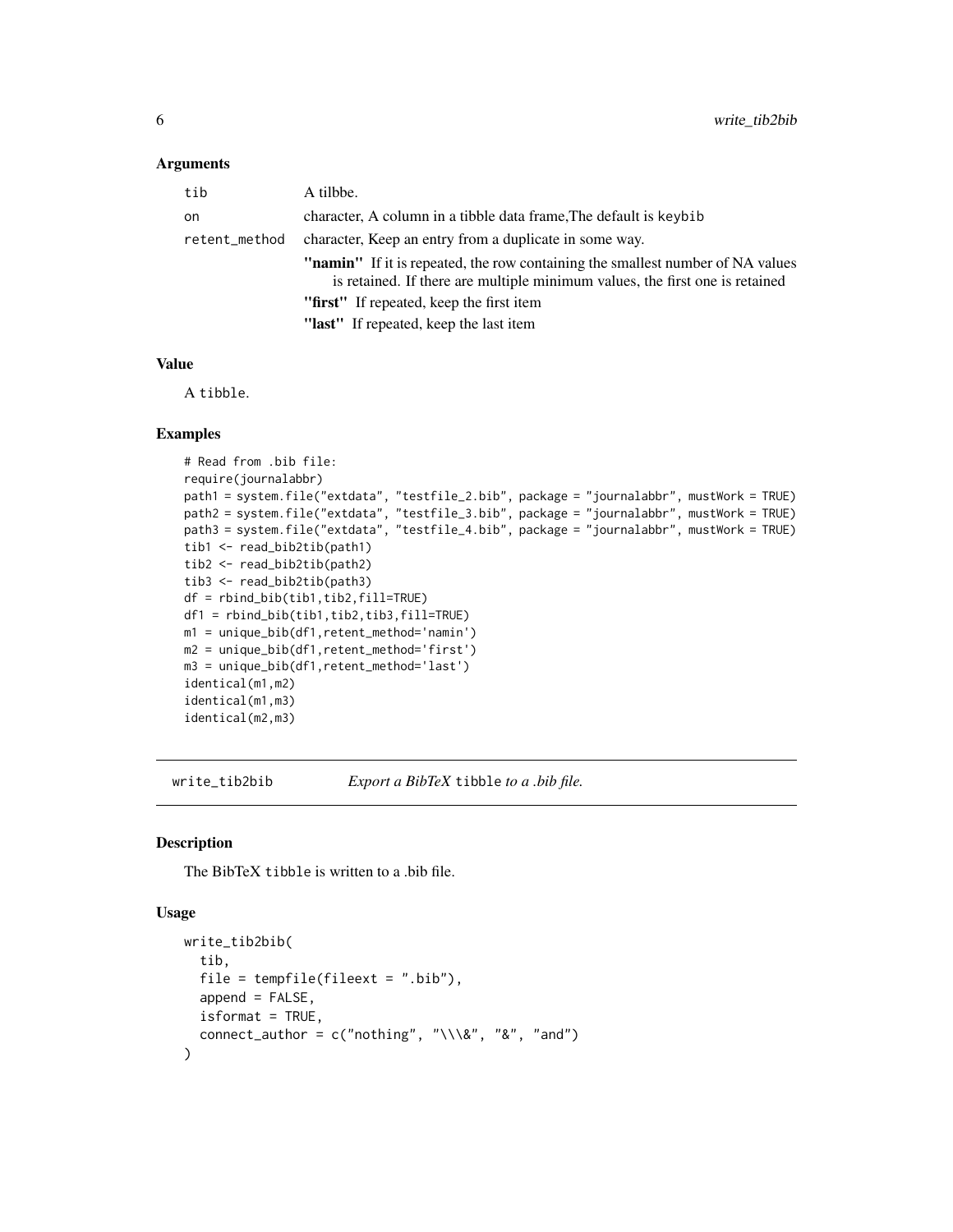### Arguments

| | |
|---|---|
| tib | A tilbbe. |
| on | character, A column in a tibble data frame,The default is keybib |
| retent_method | character, Keep an entry from a duplicate in some way. |

- **"namin"** If it is repeated, the row containing the smallest number of NA values is retained. If there are multiple minimum values, the first one is retained
- **"first"** If repeated, keep the first item
- **"last"** If repeated, keep the last item

### Value

A tibble.

### Examples

```
# Read from .bib file:
require(journalabbr)
path1 = system.file("extdata", "testfile_2.bib", package = "journalabbr", mustWork = TRUE)
path2 = system.file("extdata", "testfile_3.bib", package = "journalabbr", mustWork = TRUE)
path3 = system.file("extdata", "testfile_4.bib", package = "journalabbr", mustWork = TRUE)
tib1 <- read_bib2tib(path1)
tib2 <- read_bib2tib(path2)
tib3 <- read_bib2tib(path3)
df = rbind_bib(tib1,tib2,fill=TRUE)
df1 = rbind_bib(tib1,tib2,tib3,fill=TRUE)
m1 = unique_bib(df1,retent_method='namin')
m2 = unique_bib(df1,retent_method='first')
m3 = unique_bib(df1,retent_method='last')
identical(m1,m2)
identical(m1,m3)
identical(m2,m3)
```

## write_tib2bib *Export a BibTeX* tibble *to a .bib file.*

### Description

The BibTeX tibble is written to a .bib file.

### Usage

```
write_tib2bib(
  tib,
  file = tempfile(fileext = ".bib"),
  append = FALSE,
  isformat = TRUE,
  connect_author = c("nothing", "\\\&", "&", "and")
)
```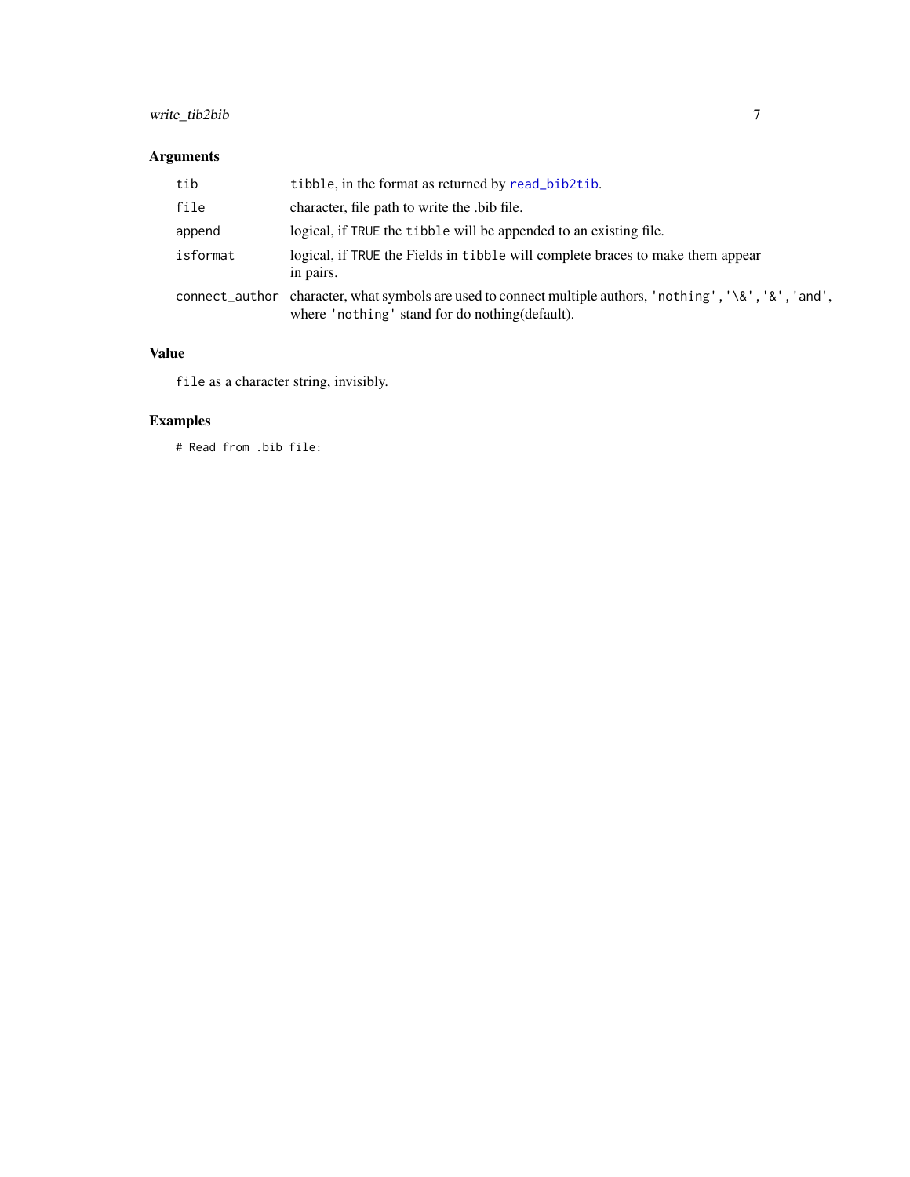### Arguments

| | |
|---|---|
| tib | `tibble`, in the format as returned by `read_bib2tib`. |
| file | character, file path to write the .bib file. |
| append | logical, if `TRUE` the `tibble` will be appended to an existing file. |
| isformat | logical, if `TRUE` the Fields in `tibble` will complete braces to make them appear in pairs. |
| connect_author | character, what symbols are used to connect multiple authors, `'nothing'`, `'\&'`, `'&'`, `'and'`, where `'nothing'` stand for do nothing(default). |

### Value

`file` as a character string, invisibly.

### Examples

```
# Read from .bib file:
```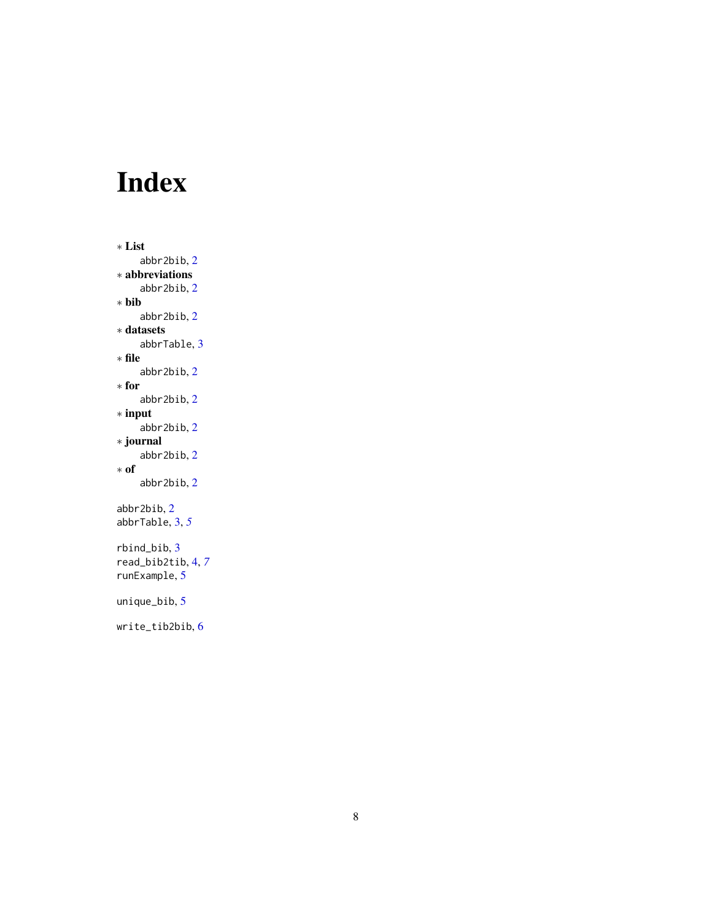# Index

∗ **List**
  abbr2bib, 2
∗ **abbreviations**
  abbr2bib, 2
∗ **bib**
  abbr2bib, 2
∗ **datasets**
  abbrTable, 3
∗ **file**
  abbr2bib, 2
∗ **for**
  abbr2bib, 2
∗ **input**
  abbr2bib, 2
∗ **journal**
  abbr2bib, 2
∗ **of**
  abbr2bib, 2

abbr2bib, 2
abbrTable, 3, *5*

rbind_bib, 3
read_bib2tib, 4, *7*
runExample, 5

unique_bib, 5

write_tib2bib, 6